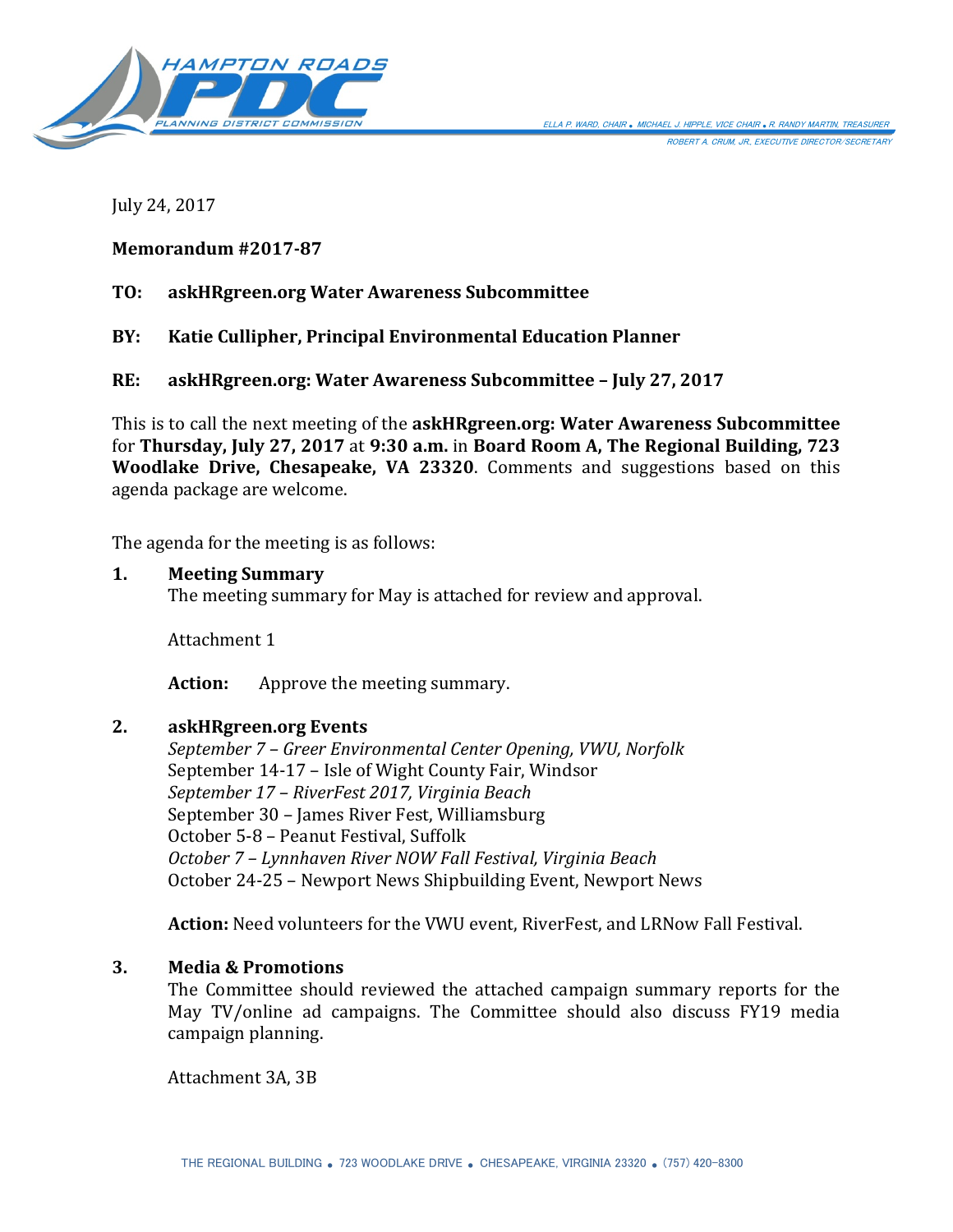July 24, 2017

**Memorandum #2017-87**

**TO: askHRgreen.org Water Awareness Subcommittee**

**BY: Katie Cullipher, Principal Environmental Education Planner**

**RE: askHRgreen.org: Water Awareness Subcommittee – July 27, 2017**

This is to call the next meeting of the **askHRgreen.org: Water Awareness Subcommittee** for **Thursday, July 27, 2017** at **9:30 a.m.** in **Board Room A, The Regional Building, 723 Woodlake Drive, Chesapeake, VA 23320**. Comments and suggestions based on this agenda package are welcome.

The agenda for the meeting is as follows:

**1. Meeting Summary**

The meeting summary for May is attached for review and approval.

Attachment 1

**Action:** Approve the meeting summary.

**2. askHRgreen.org Events**

*September 7 – Greer Environmental Center Opening, VWU, Norfolk*
September 14-17 – Isle of Wight County Fair, Windsor
*September 17 – RiverFest 2017, Virginia Beach*
September 30 – James River Fest, Williamsburg
October 5-8 – Peanut Festival, Suffolk
*October 7 – Lynnhaven River NOW Fall Festival, Virginia Beach*
October 24-25 – Newport News Shipbuilding Event, Newport News

**Action:** Need volunteers for the VWU event, RiverFest, and LRNow Fall Festival.

**3. Media & Promotions**

The Committee should reviewed the attached campaign summary reports for the May TV/online ad campaigns. The Committee should also discuss FY19 media campaign planning.

Attachment 3A, 3B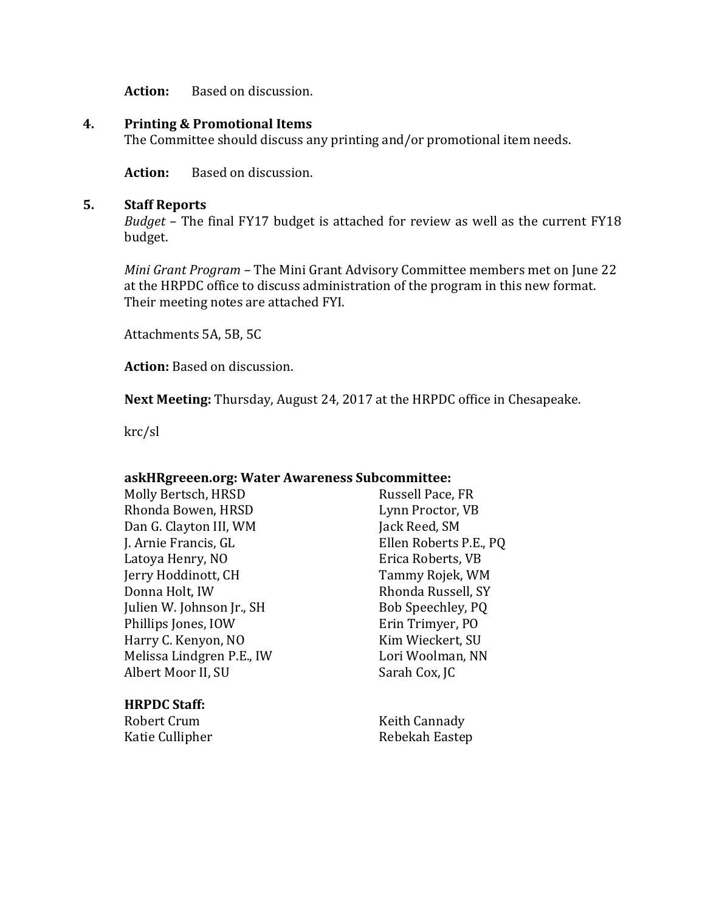**Action:** Based on discussion.

**4. Printing & Promotional Items**

The Committee should discuss any printing and/or promotional item needs.

**Action:** Based on discussion.

**5. Staff Reports**

*Budget* – The final FY17 budget is attached for review as well as the current FY18 budget.

*Mini Grant Program* – The Mini Grant Advisory Committee members met on June 22 at the HRPDC office to discuss administration of the program in this new format. Their meeting notes are attached FYI.

Attachments 5A, 5B, 5C

**Action:** Based on discussion.

**Next Meeting:** Thursday, August 24, 2017 at the HRPDC office in Chesapeake.

krc/sl

**askHRgreeen.org: Water Awareness Subcommittee:**

Molly Bertsch, HRSD
Rhonda Bowen, HRSD
Dan G. Clayton III, WM
J. Arnie Francis, GL
Latoya Henry, NO
Jerry Hoddinott, CH
Donna Holt, IW
Julien W. Johnson Jr., SH
Phillips Jones, IOW
Harry C. Kenyon, NO
Melissa Lindgren P.E., IW
Albert Moor II, SU
Russell Pace, FR
Lynn Proctor, VB
Jack Reed, SM
Ellen Roberts P.E., PQ
Erica Roberts, VB
Tammy Rojek, WM
Rhonda Russell, SY
Bob Speechley, PQ
Erin Trimyer, PO
Kim Wieckert, SU
Lori Woolman, NN
Sarah Cox, JC

**HRPDC Staff:**

Robert Crum
Katie Cullipher
Keith Cannady
Rebekah Eastep